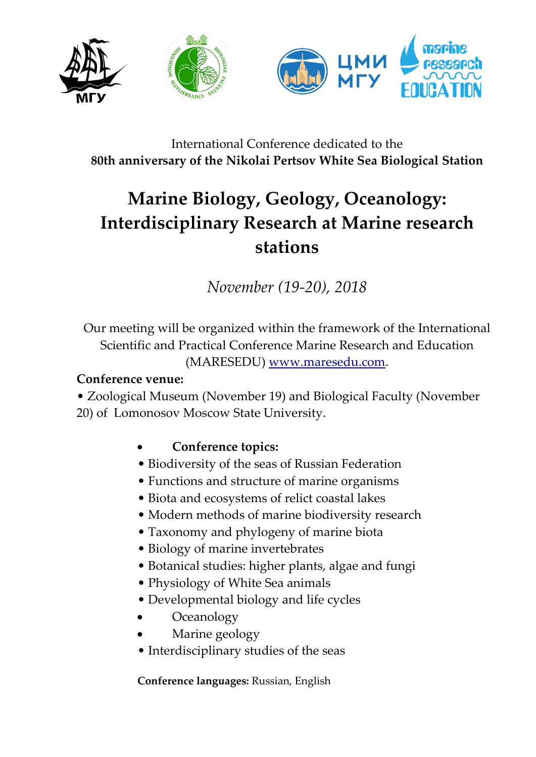International Conference dedicated to the
**80th anniversary of the Nikolai Pertsov White Sea Biological Station**

# Marine Biology, Geology, Oceanology: Interdisciplinary Research at Marine research stations

*November (19-20), 2018*

Our meeting will be organized within the framework of the International Scientific and Practical Conference Marine Research and Education (MARESEDU) [www.maresedu.com](http://www.maresedu.com).

**Conference venue:**

• Zoological Museum (November 19) and Biological Faculty (November 20) of Lomonosov Moscow State University.

- **Conference topics:**
- Biodiversity of the seas of Russian Federation
- Functions and structure of marine organisms
- Biota and ecosystems of relict coastal lakes
- Modern methods of marine biodiversity research
- Taxonomy and phylogeny of marine biota
- Biology of marine invertebrates
- Botanical studies: higher plants, algae and fungi
- Physiology of White Sea animals
- Developmental biology and life cycles
- Oceanology
- Marine geology
- Interdisciplinary studies of the seas

**Conference languages:** Russian, English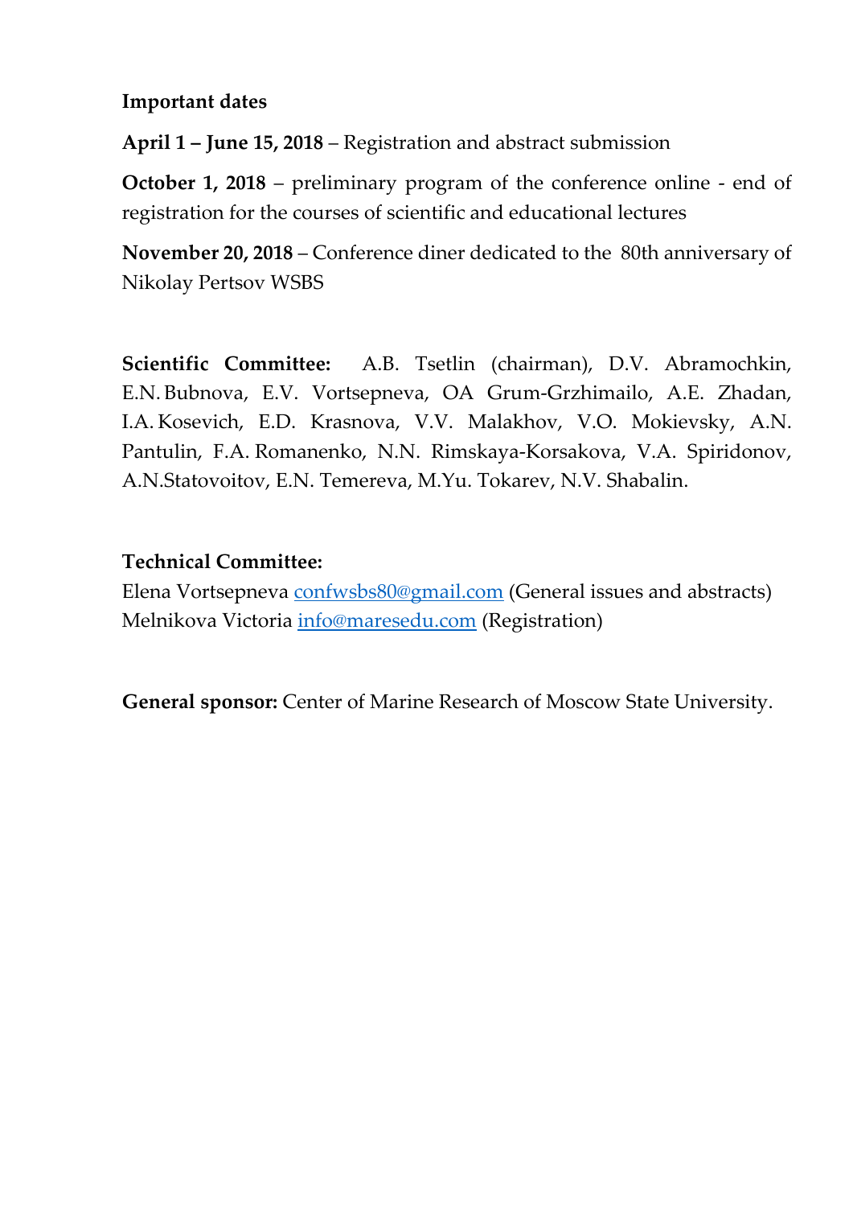**Important dates**

**April 1 – June 15, 2018** – Registration and abstract submission

**October 1, 2018** – preliminary program of the conference online - end of registration for the courses of scientific and educational lectures

**November 20, 2018** – Conference diner dedicated to the 80th anniversary of Nikolay Pertsov WSBS

**Scientific Committee:** A.B. Tsetlin (chairman), D.V. Abramochkin, E.N. Bubnova, E.V. Vortsepneva, OA Grum-Grzhimailo, A.E. Zhadan, I.A. Kosevich, E.D. Krasnova, V.V. Malakhov, V.O. Mokievsky, A.N. Pantulin, F.A. Romanenko, N.N. Rimskaya-Korsakova, V.A. Spiridonov, A.N.Statovoitov, E.N. Temereva, M.Yu. Tokarev, N.V. Shabalin.

**Technical Committee:**
Elena Vortsepneva confwsbs80@gmail.com (General issues and abstracts)
Melnikova Victoria info@maresedu.com (Registration)

**General sponsor:** Center of Marine Research of Moscow State University.